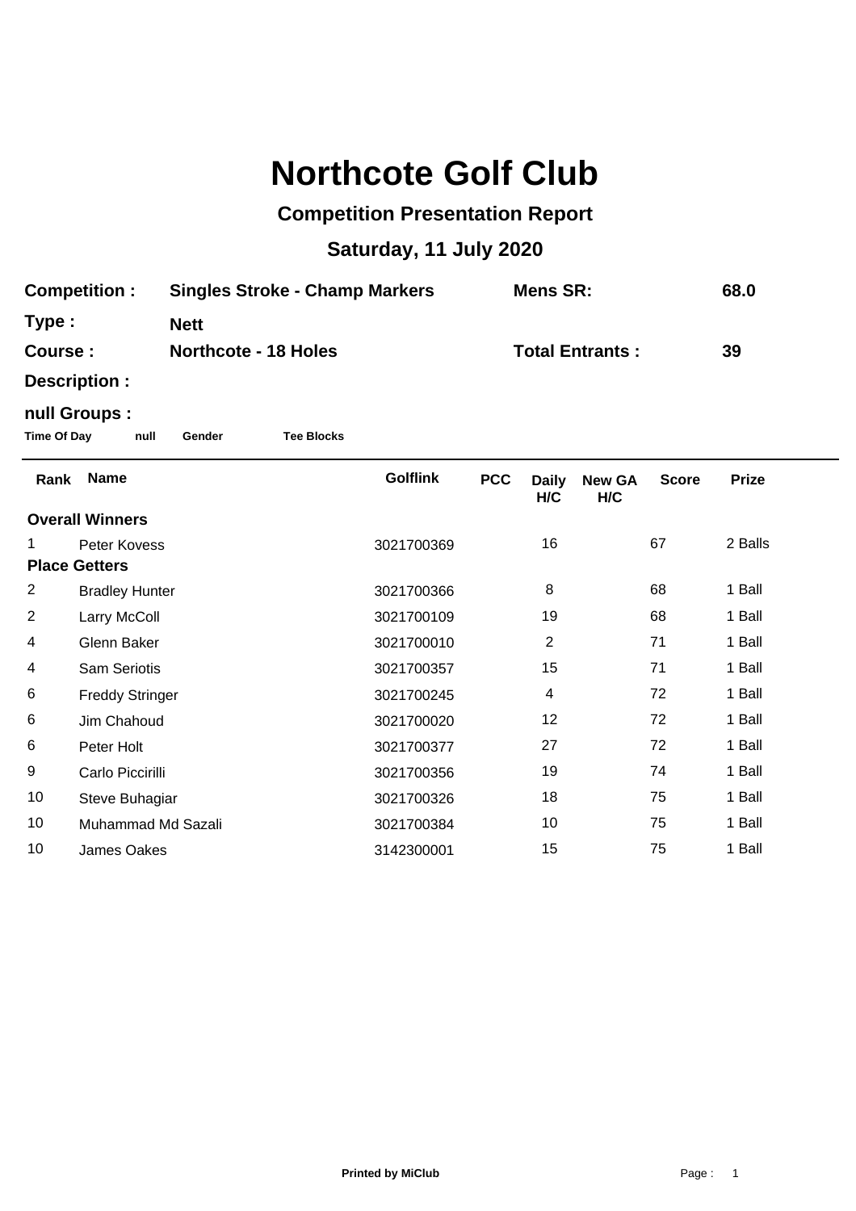# Northcote Golf Club

## Competition Presentation Report

## Saturday, 11 July 2020

**Competition :** **Singles Stroke - Champ Markers** **Mens SR:** **68.0**

**Type :** **Nett**

**Course :** **Northcote - 18 Holes** **Total Entrants :** **39**

**Description :**

**null Groups :**

**Time Of Day** **null** **Gender** **Tee Blocks**

| Rank | Name | Golflink | PCC | Daily H/C | New GA H/C | Score | Prize |
|---|---|---|---|---|---|---|---|
| **Overall Winners** | | | | | | | |
| 1 | Peter Kovess | 3021700369 | | 16 | | 67 | 2 Balls |
| **Place Getters** | | | | | | | |
| 2 | Bradley Hunter | 3021700366 | | 8 | | 68 | 1 Ball |
| 2 | Larry McColl | 3021700109 | | 19 | | 68 | 1 Ball |
| 4 | Glenn Baker | 3021700010 | | 2 | | 71 | 1 Ball |
| 4 | Sam Seriotis | 3021700357 | | 15 | | 71 | 1 Ball |
| 6 | Freddy Stringer | 3021700245 | | 4 | | 72 | 1 Ball |
| 6 | Jim Chahoud | 3021700020 | | 12 | | 72 | 1 Ball |
| 6 | Peter Holt | 3021700377 | | 27 | | 72 | 1 Ball |
| 9 | Carlo Piccirilli | 3021700356 | | 19 | | 74 | 1 Ball |
| 10 | Steve Buhagiar | 3021700326 | | 18 | | 75 | 1 Ball |
| 10 | Muhammad Md Sazali | 3021700384 | | 10 | | 75 | 1 Ball |
| 10 | James Oakes | 3142300001 | | 15 | | 75 | 1 Ball |

**Printed by MiClub**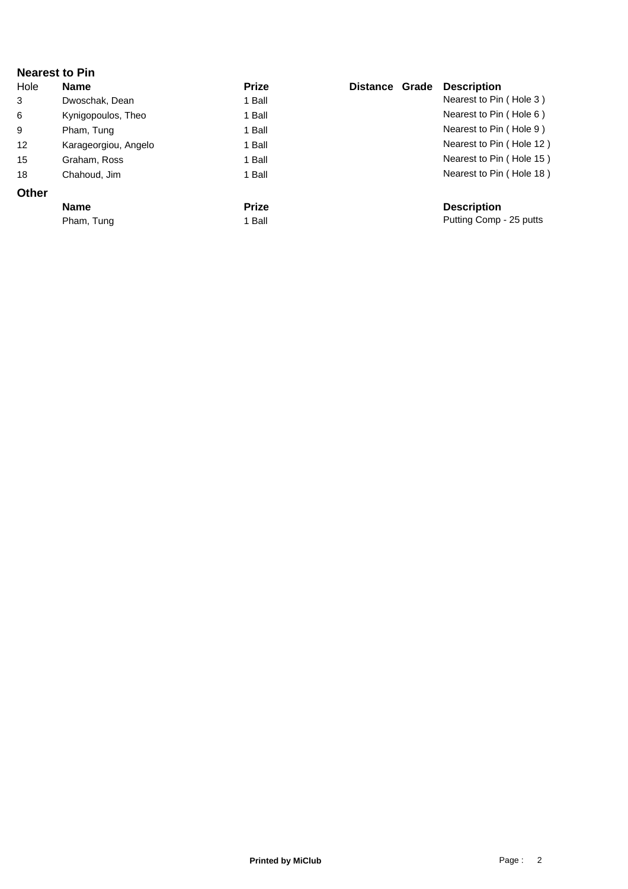## Nearest to Pin

| Hole | Name | Prize | Distance | Grade | Description |
|---|---|---|---|---|---|
| 3 | Dwoschak, Dean | 1 Ball | | | Nearest to Pin ( Hole 3 ) |
| 6 | Kynigopoulos, Theo | 1 Ball | | | Nearest to Pin ( Hole 6 ) |
| 9 | Pham, Tung | 1 Ball | | | Nearest to Pin ( Hole 9 ) |
| 12 | Karageorgiou, Angelo | 1 Ball | | | Nearest to Pin ( Hole 12 ) |
| 15 | Graham, Ross | 1 Ball | | | Nearest to Pin ( Hole 15 ) |
| 18 | Chahoud, Jim | 1 Ball | | | Nearest to Pin ( Hole 18 ) |

## Other

| Name | Prize | Description |
|---|---|---|
| Pham, Tung | 1 Ball | Putting Comp - 25 putts |

**Printed by MiClub**